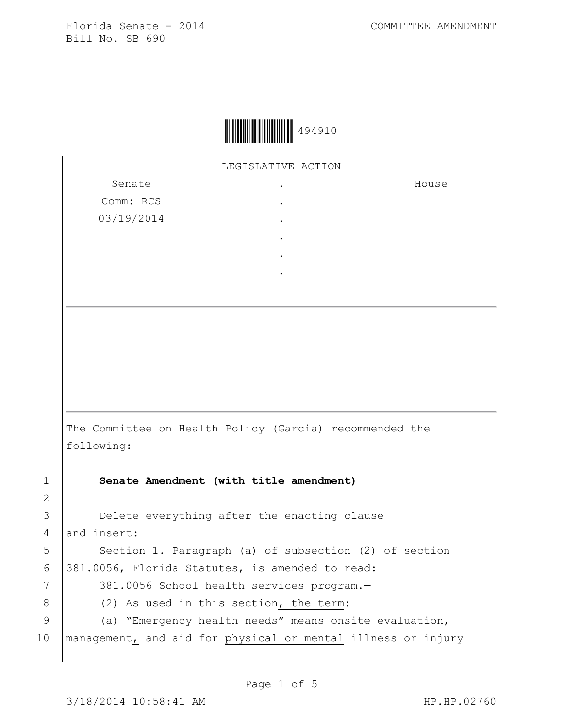Florida Senate - 2014 COMMITTEE AMENDMENT
Bill No. SB 690

494910

LEGISLATIVE ACTION

| Senate | . | House |
|---|---|---|
| Comm: RCS | . | |
| 03/19/2014 | . | |
| | . | |
| | . | |
| | . | |

The Committee on Health Policy (Garcia) recommended the following:

1 **Senate Amendment (with title amendment)**

2

3 Delete everything after the enacting clause
4 and insert:
5 Section 1. Paragraph (a) of subsection (2) of section
6 381.0056, Florida Statutes, is amended to read:
7 381.0056 School health services program.—
8 (2) As used in this section, the term:
9 (a) “Emergency health needs” means onsite evaluation,
10 management, and aid for physical or mental illness or injury

3/18/2014 10:58:41 AM HP.HP.02760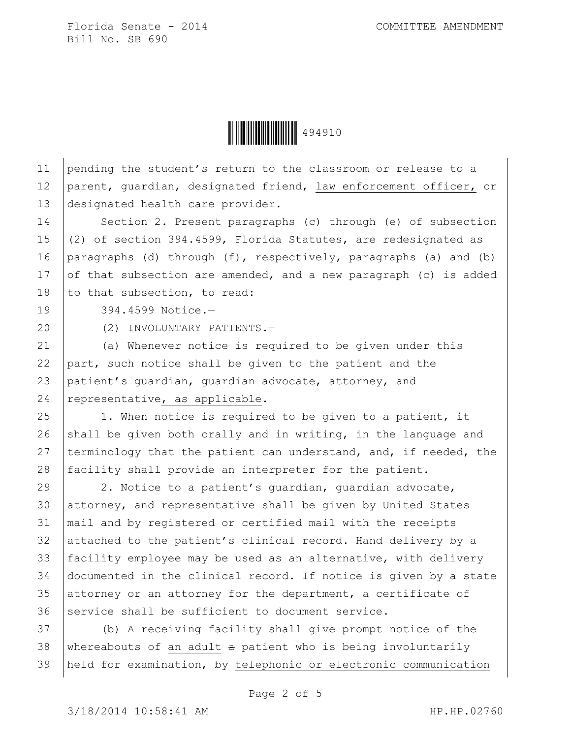pending the student's return to the classroom or release to a parent, guardian, designated friend, law enforcement officer, or designated health care provider.

Section 2. Present paragraphs (c) through (e) of subsection (2) of section 394.4599, Florida Statutes, are redesignated as paragraphs (d) through (f), respectively, paragraphs (a) and (b) of that subsection are amended, and a new paragraph (c) is added to that subsection, to read:

394.4599 Notice.—

(2) INVOLUNTARY PATIENTS.—

(a) Whenever notice is required to be given under this part, such notice shall be given to the patient and the patient's guardian, guardian advocate, attorney, and representative, as applicable.

1. When notice is required to be given to a patient, it shall be given both orally and in writing, in the language and terminology that the patient can understand, and, if needed, the facility shall provide an interpreter for the patient.

2. Notice to a patient's guardian, guardian advocate, attorney, and representative shall be given by United States mail and by registered or certified mail with the receipts attached to the patient's clinical record. Hand delivery by a facility employee may be used as an alternative, with delivery documented in the clinical record. If notice is given by a state attorney or an attorney for the department, a certificate of service shall be sufficient to document service.

(b) A receiving facility shall give prompt notice of the whereabouts of an adult ~~a~~ patient who is being involuntarily held for examination, by telephonic or electronic communication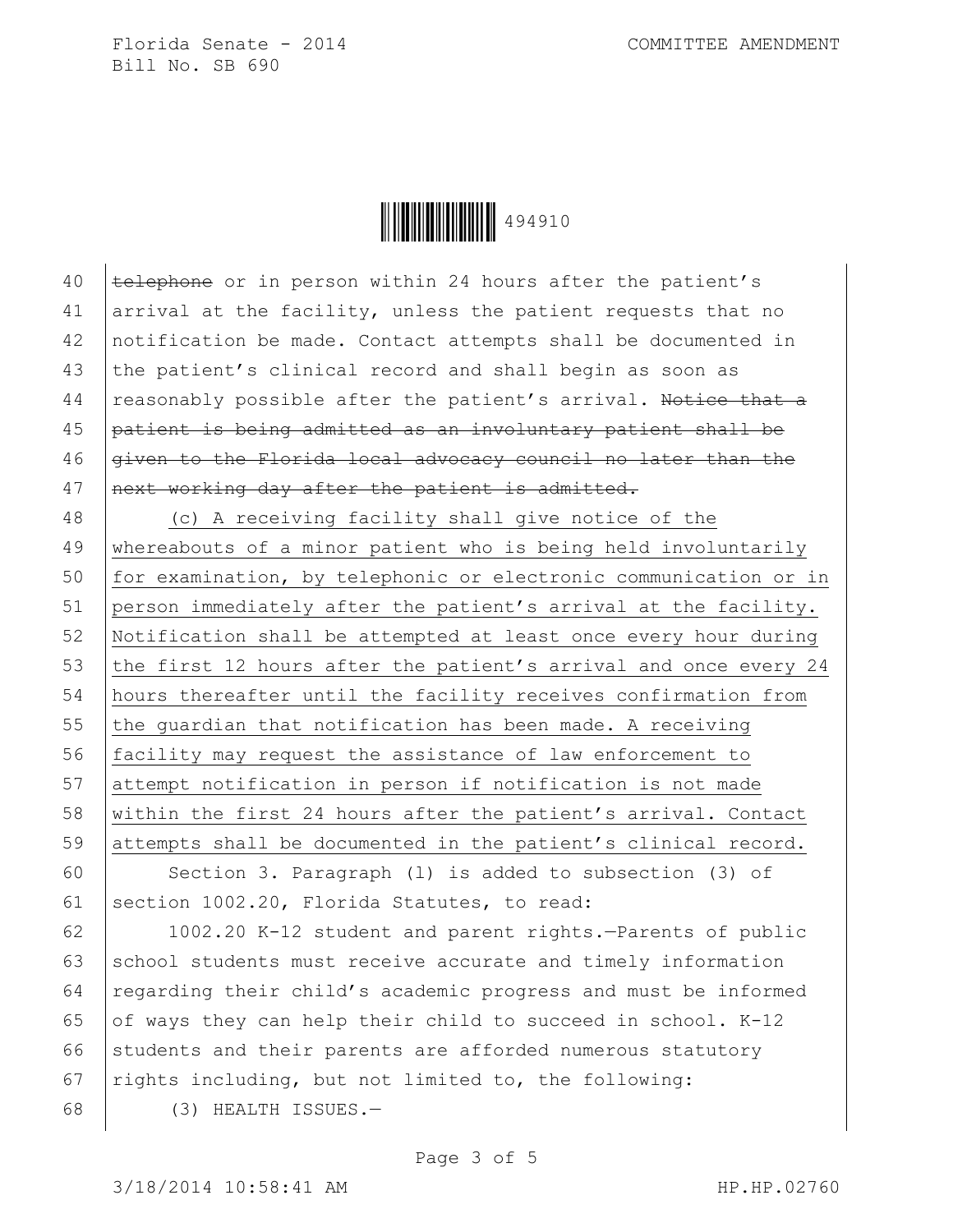~~telephone~~ or in person within 24 hours after the patient's arrival at the facility, unless the patient requests that no notification be made. Contact attempts shall be documented in the patient's clinical record and shall begin as soon as reasonably possible after the patient's arrival. ~~Notice that a patient is being admitted as an involuntary patient shall be given to the Florida local advocacy council no later than the next working day after the patient is admitted.~~

<u>(c) A receiving facility shall give notice of the whereabouts of a minor patient who is being held involuntarily for examination, by telephonic or electronic communication or in person immediately after the patient's arrival at the facility. Notification shall be attempted at least once every hour during the first 12 hours after the patient's arrival and once every 24 hours thereafter until the facility receives confirmation from the guardian that notification has been made. A receiving facility may request the assistance of law enforcement to attempt notification in person if notification is not made within the first 24 hours after the patient's arrival. Contact attempts shall be documented in the patient's clinical record.</u>

Section 3. Paragraph (l) is added to subsection (3) of section 1002.20, Florida Statutes, to read:

1002.20 K-12 student and parent rights.—Parents of public school students must receive accurate and timely information regarding their child's academic progress and must be informed of ways they can help their child to succeed in school. K-12 students and their parents are afforded numerous statutory rights including, but not limited to, the following:

(3) HEALTH ISSUES.—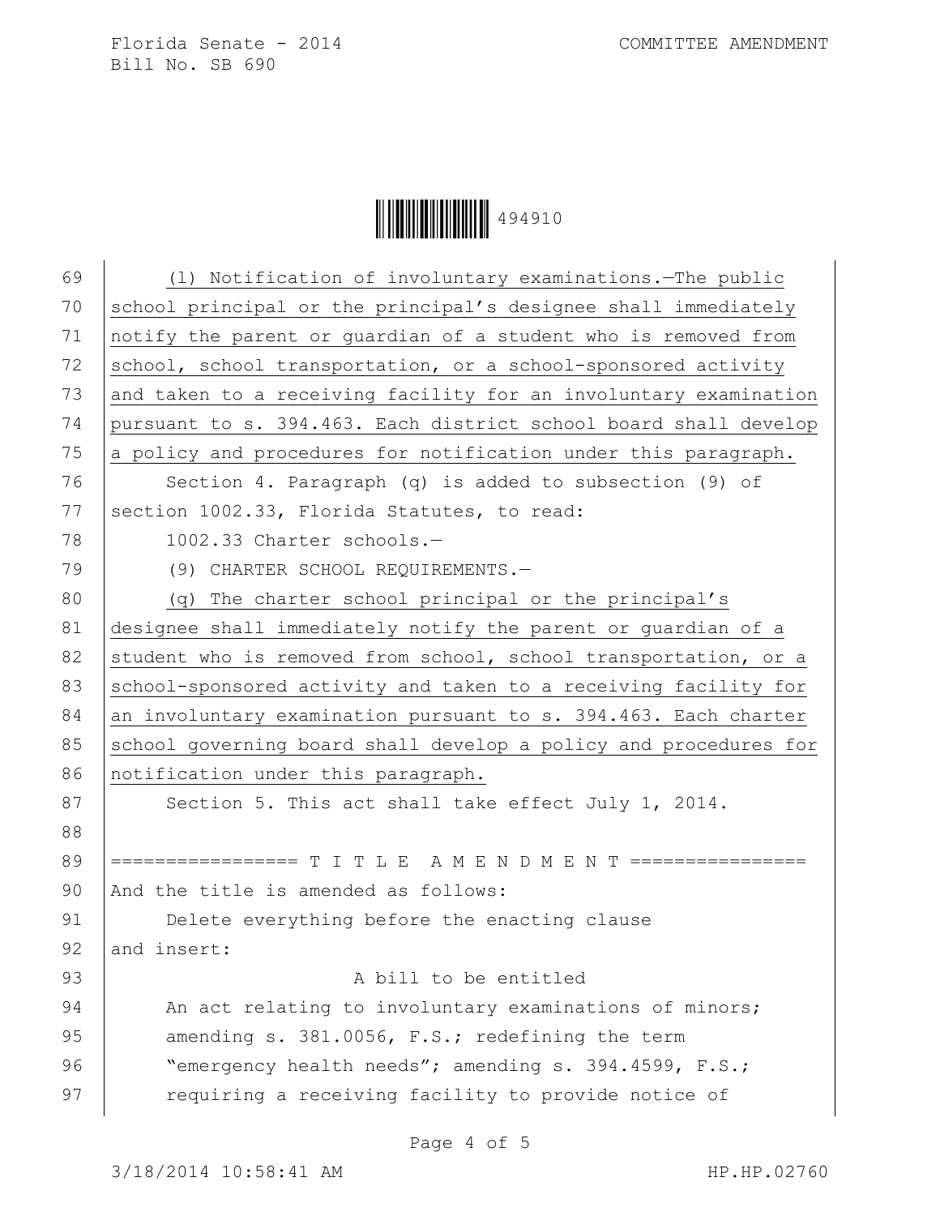(l) Notification of involuntary examinations.—The public school principal or the principal's designee shall immediately notify the parent or guardian of a student who is removed from school, school transportation, or a school-sponsored activity and taken to a receiving facility for an involuntary examination pursuant to s. 394.463. Each district school board shall develop a policy and procedures for notification under this paragraph.

Section 4. Paragraph (q) is added to subsection (9) of section 1002.33, Florida Statutes, to read:

1002.33 Charter schools.—

(9) CHARTER SCHOOL REQUIREMENTS.—

(q) The charter school principal or the principal's designee shall immediately notify the parent or guardian of a student who is removed from school, school transportation, or a school-sponsored activity and taken to a receiving facility for an involuntary examination pursuant to s. 394.463. Each charter school governing board shall develop a policy and procedures for notification under this paragraph.

Section 5. This act shall take effect July 1, 2014.

================= T I T L E A M E N D M E N T ================

And the title is amended as follows:

Delete everything before the enacting clause

and insert:

A bill to be entitled

An act relating to involuntary examinations of minors; amending s. 381.0056, F.S.; redefining the term "emergency health needs"; amending s. 394.4599, F.S.; requiring a receiving facility to provide notice of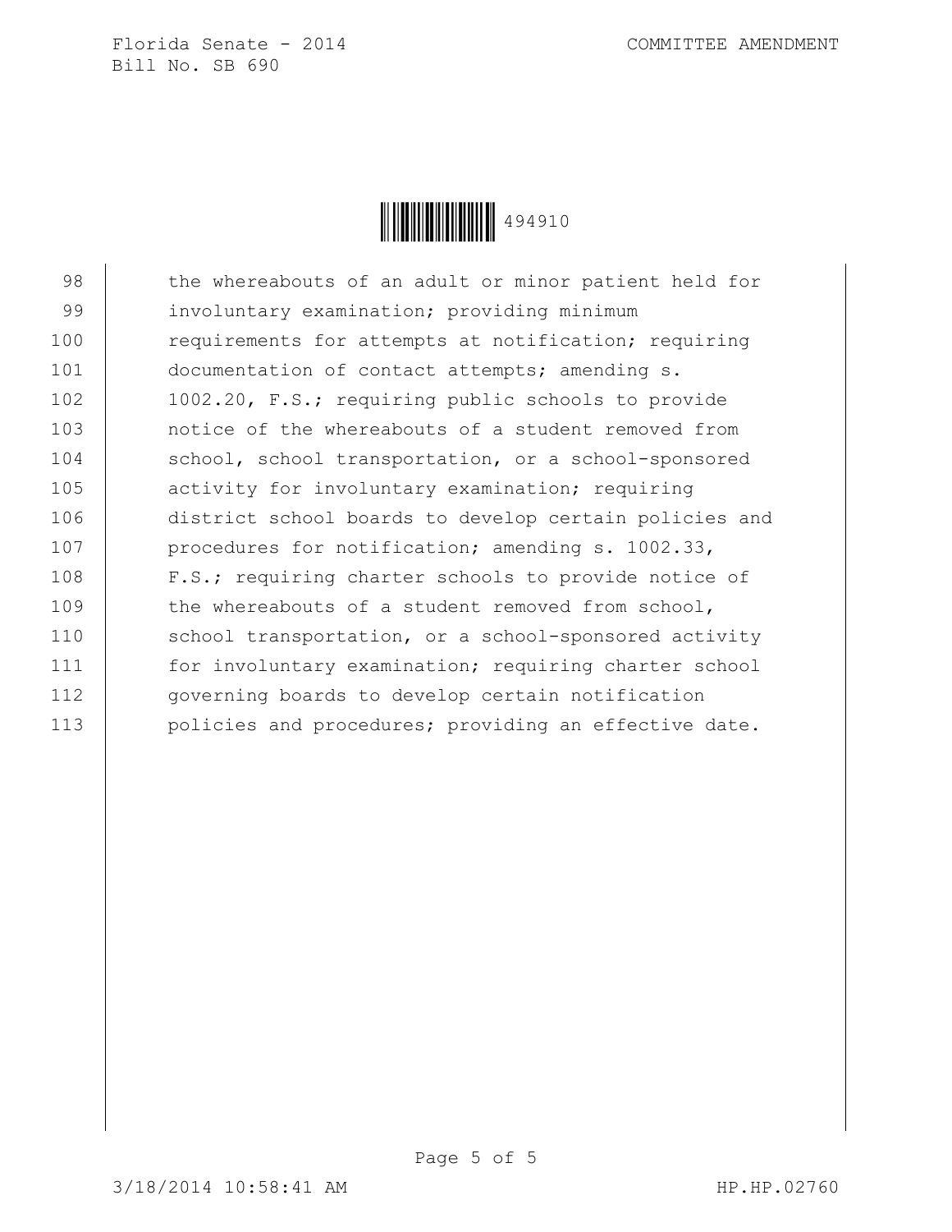98 the whereabouts of an adult or minor patient held for
99 involuntary examination; providing minimum
100 requirements for attempts at notification; requiring
101 documentation of contact attempts; amending s.
102 1002.20, F.S.; requiring public schools to provide
103 notice of the whereabouts of a student removed from
104 school, school transportation, or a school-sponsored
105 activity for involuntary examination; requiring
106 district school boards to develop certain policies and
107 procedures for notification; amending s. 1002.33,
108 F.S.; requiring charter schools to provide notice of
109 the whereabouts of a student removed from school,
110 school transportation, or a school-sponsored activity
111 for involuntary examination; requiring charter school
112 governing boards to develop certain notification
113 policies and procedures; providing an effective date.